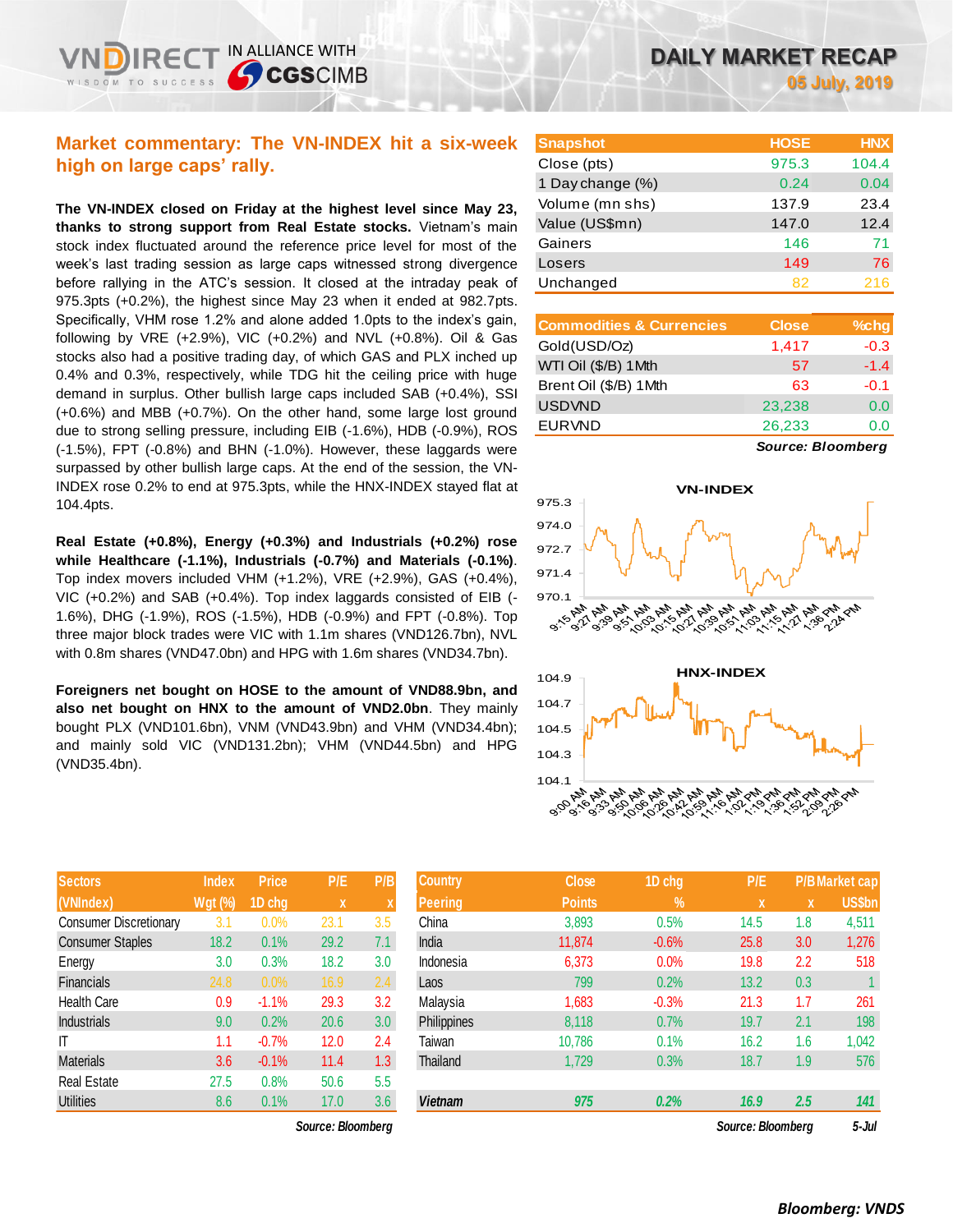# DAILY MARKET RECAP

05 July, 2019

## Market commentary: The VN-INDEX hit a six-week high on large caps' rally.

**The VN-INDEX closed on Friday at the highest level since May 23, thanks to strong support from Real Estate stocks.** Vietnam's main stock index fluctuated around the reference price level for most of the week's last trading session as large caps witnessed strong divergence before rallying in the ATC's session. It closed at the intraday peak of 975.3pts (+0.2%), the highest since May 23 when it ended at 982.7pts. Specifically, VHM rose 1.2% and alone added 1.0pts to the index's gain, following by VRE (+2.9%), VIC (+0.2%) and NVL (+0.8%). Oil & Gas stocks also had a positive trading day, of which GAS and PLX inched up 0.4% and 0.3%, respectively, while TDG hit the ceiling price with huge demand in surplus. Other bullish large caps included SAB (+0.4%), SSI (+0.6%) and MBB (+0.7%). On the other hand, some large lost ground due to strong selling pressure, including EIB (-1.6%), HDB (-0.9%), ROS (-1.5%), FPT (-0.8%) and BHN (-1.0%). However, these laggards were surpassed by other bullish large caps. At the end of the session, the VN-INDEX rose 0.2% to end at 975.3pts, while the HNX-INDEX stayed flat at 104.4pts.

**Real Estate (+0.8%), Energy (+0.3%) and Industrials (+0.2%) rose while Healthcare (-1.1%), Industrials (-0.7%) and Materials (-0.1%).** Top index movers included VHM (+1.2%), VRE (+2.9%), GAS (+0.4%), VIC (+0.2%) and SAB (+0.4%). Top index laggards consisted of EIB (-1.6%), DHG (-1.9%), ROS (-1.5%), HDB (-0.9%) and FPT (-0.8%). Top three major block trades were VIC with 1.1m shares (VND126.7bn), NVL with 0.8m shares (VND47.0bn) and HPG with 1.6m shares (VND34.7bn).

**Foreigners net bought on HOSE to the amount of VND88.9bn, and also net bought on HNX to the amount of VND2.0bn**. They mainly bought PLX (VND101.6bn), VNM (VND43.9bn) and VHM (VND34.4bn); and mainly sold VIC (VND131.2bn); VHM (VND44.5bn) and HPG (VND35.4bn).

| Snapshot | HOSE | HNX |
|---|---|---|
| Close (pts) | 975.3 | 104.4 |
| 1 Day change (%) | 0.24 | 0.04 |
| Volume (mn shs) | 137.9 | 23.4 |
| Value (US$mn) | 147.0 | 12.4 |
| Gainers | 146 | 71 |
| Losers | 149 | 76 |
| Unchanged | 82 | 216 |

| Commodities & Currencies | Close | %chg |
|---|---|---|
| Gold(USD/Oz) | 1,417 | -0.3 |
| WTI Oil ($/B) 1Mth | 57 | -1.4 |
| Brent Oil ($/B) 1Mth | 63 | -0.1 |
| USDVND | 23,238 | 0.0 |
| EURVND | 26,233 | 0.0 |

*Source: Bloomberg*

| Sectors (VNIndex) | Index Wgt (%) | Price 1D chg | P/E x | P/B x |
|---|---|---|---|---|
| Consumer Discretionary | 3.1 | 0.0% | 23.1 | 3.5 |
| Consumer Staples | 18.2 | 0.1% | 29.2 | 7.1 |
| Energy | 3.0 | 0.3% | 18.2 | 3.0 |
| Financials | 24.8 | 0.0% | 16.9 | 2.4 |
| Health Care | 0.9 | -1.1% | 29.3 | 3.2 |
| Industrials | 9.0 | 0.2% | 20.6 | 3.0 |
| IT | 1.1 | -0.7% | 12.0 | 2.4 |
| Materials | 3.6 | -0.1% | 11.4 | 1.3 |
| Real Estate | 27.5 | 0.8% | 50.6 | 5.5 |
| Utilities | 8.6 | 0.1% | 17.0 | 3.6 |

*Source: Bloomberg*

| Country Peering | Close Points | 1D chg % | P/E x | P/B x | Market cap US$bn |
|---|---|---|---|---|---|
| China | 3,893 | 0.5% | 14.5 | 1.8 | 4,511 |
| India | 11,874 | -0.6% | 25.8 | 3.0 | 1,276 |
| Indonesia | 6,373 | 0.0% | 19.8 | 2.2 | 518 |
| Laos | 799 | 0.2% | 13.2 | 0.3 | 1 |
| Malaysia | 1,683 | -0.3% | 21.3 | 1.7 | 261 |
| Philippines | 8,118 | 0.7% | 19.7 | 2.1 | 198 |
| Taiwan | 10,786 | 0.1% | 16.2 | 1.6 | 1,042 |
| Thailand | 1,729 | 0.3% | 18.7 | 1.9 | 576 |
| ***Vietnam*** | ***975*** | ***0.2%*** | ***16.9*** | ***2.5*** | ***141*** |

*Source: Bloomberg* *5-Jul*

***Bloomberg: VNDS***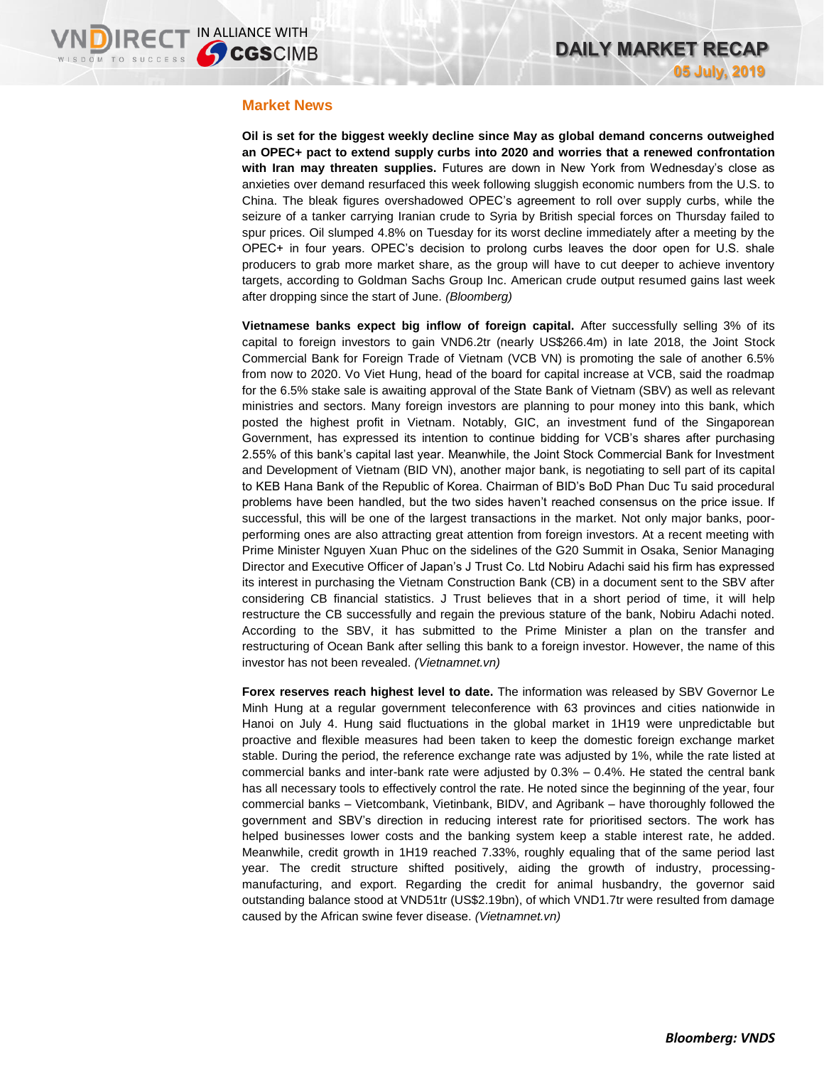## Market News

**Oil is set for the biggest weekly decline since May as global demand concerns outweighed an OPEC+ pact to extend supply curbs into 2020 and worries that a renewed confrontation with Iran may threaten supplies.** Futures are down in New York from Wednesday's close as anxieties over demand resurfaced this week following sluggish economic numbers from the U.S. to China. The bleak figures overshadowed OPEC's agreement to roll over supply curbs, while the seizure of a tanker carrying Iranian crude to Syria by British special forces on Thursday failed to spur prices. Oil slumped 4.8% on Tuesday for its worst decline immediately after a meeting by the OPEC+ in four years. OPEC's decision to prolong curbs leaves the door open for U.S. shale producers to grab more market share, as the group will have to cut deeper to achieve inventory targets, according to Goldman Sachs Group Inc. American crude output resumed gains last week after dropping since the start of June. *(Bloomberg)*

**Vietnamese banks expect big inflow of foreign capital.** After successfully selling 3% of its capital to foreign investors to gain VND6.2tr (nearly US$266.4m) in late 2018, the Joint Stock Commercial Bank for Foreign Trade of Vietnam (VCB VN) is promoting the sale of another 6.5% from now to 2020. Vo Viet Hung, head of the board for capital increase at VCB, said the roadmap for the 6.5% stake sale is awaiting approval of the State Bank of Vietnam (SBV) as well as relevant ministries and sectors. Many foreign investors are planning to pour money into this bank, which posted the highest profit in Vietnam. Notably, GIC, an investment fund of the Singaporean Government, has expressed its intention to continue bidding for VCB's shares after purchasing 2.55% of this bank's capital last year. Meanwhile, the Joint Stock Commercial Bank for Investment and Development of Vietnam (BID VN), another major bank, is negotiating to sell part of its capital to KEB Hana Bank of the Republic of Korea. Chairman of BID's BoD Phan Duc Tu said procedural problems have been handled, but the two sides haven't reached consensus on the price issue. If successful, this will be one of the largest transactions in the market. Not only major banks, poor-performing ones are also attracting great attention from foreign investors. At a recent meeting with Prime Minister Nguyen Xuan Phuc on the sidelines of the G20 Summit in Osaka, Senior Managing Director and Executive Officer of Japan's J Trust Co. Ltd Nobiru Adachi said his firm has expressed its interest in purchasing the Vietnam Construction Bank (CB) in a document sent to the SBV after considering CB financial statistics. J Trust believes that in a short period of time, it will help restructure the CB successfully and regain the previous stature of the bank, Nobiru Adachi noted. According to the SBV, it has submitted to the Prime Minister a plan on the transfer and restructuring of Ocean Bank after selling this bank to a foreign investor. However, the name of this investor has not been revealed. *(Vietnamnet.vn)*

**Forex reserves reach highest level to date.** The information was released by SBV Governor Le Minh Hung at a regular government teleconference with 63 provinces and cities nationwide in Hanoi on July 4. Hung said fluctuations in the global market in 1H19 were unpredictable but proactive and flexible measures had been taken to keep the domestic foreign exchange market stable. During the period, the reference exchange rate was adjusted by 1%, while the rate listed at commercial banks and inter-bank rate were adjusted by 0.3% – 0.4%. He stated the central bank has all necessary tools to effectively control the rate. He noted since the beginning of the year, four commercial banks – Vietcombank, Vietinbank, BIDV, and Agribank – have thoroughly followed the government and SBV's direction in reducing interest rate for prioritised sectors. The work has helped businesses lower costs and the banking system keep a stable interest rate, he added. Meanwhile, credit growth in 1H19 reached 7.33%, roughly equaling that of the same period last year. The credit structure shifted positively, aiding the growth of industry, processing-manufacturing, and export. Regarding the credit for animal husbandry, the governor said outstanding balance stood at VND51tr (US$2.19bn), of which VND1.7tr were resulted from damage caused by the African swine fever disease. *(Vietnamnet.vn)*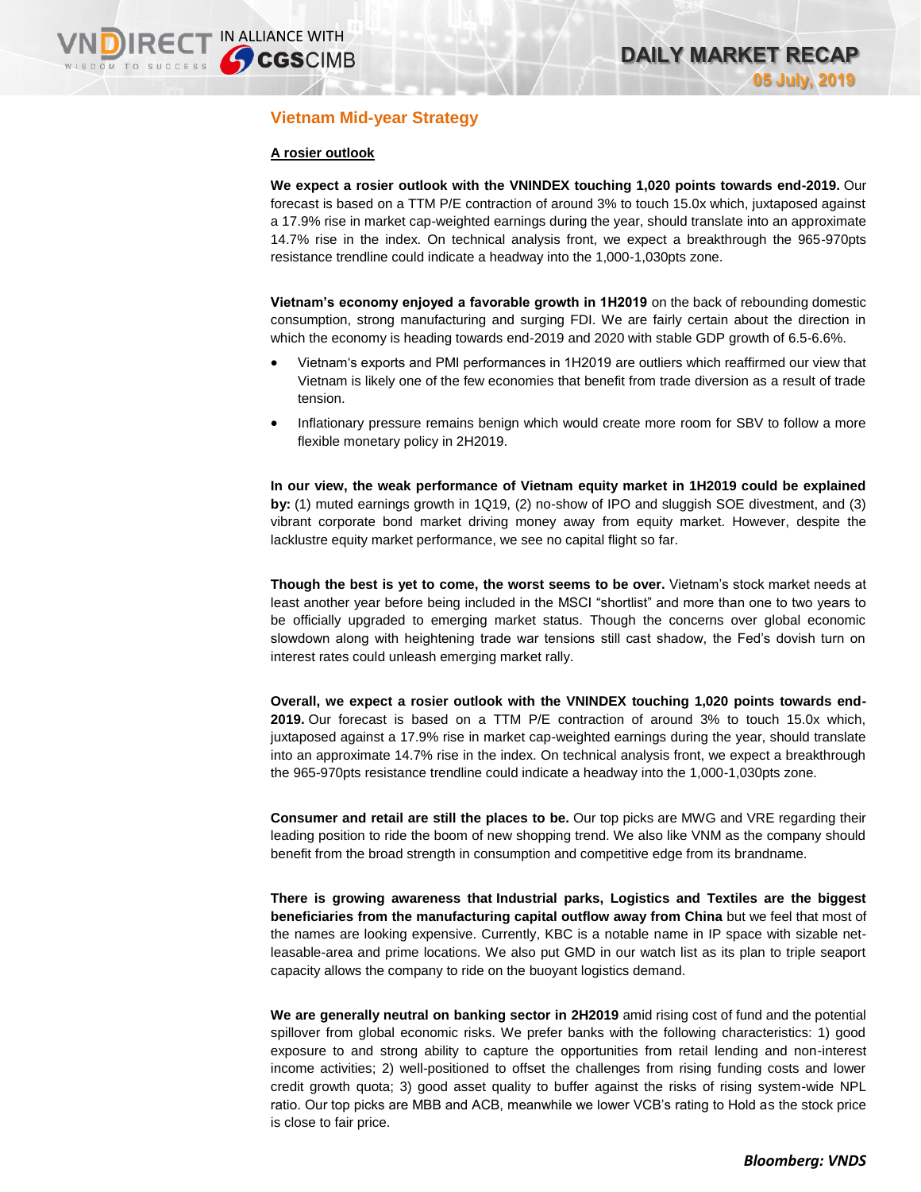## Vietnam Mid-year Strategy

### A rosier outlook

**We expect a rosier outlook with the VNINDEX touching 1,020 points towards end-2019.** Our forecast is based on a TTM P/E contraction of around 3% to touch 15.0x which, juxtaposed against a 17.9% rise in market cap-weighted earnings during the year, should translate into an approximate 14.7% rise in the index. On technical analysis front, we expect a breakthrough the 965-970pts resistance trendline could indicate a headway into the 1,000-1,030pts zone.

**Vietnam's economy enjoyed a favorable growth in 1H2019** on the back of rebounding domestic consumption, strong manufacturing and surging FDI. We are fairly certain about the direction in which the economy is heading towards end-2019 and 2020 with stable GDP growth of 6.5-6.6%.

- Vietnam's exports and PMI performances in 1H2019 are outliers which reaffirmed our view that Vietnam is likely one of the few economies that benefit from trade diversion as a result of trade tension.
- Inflationary pressure remains benign which would create more room for SBV to follow a more flexible monetary policy in 2H2019.

**In our view, the weak performance of Vietnam equity market in 1H2019 could be explained by:** (1) muted earnings growth in 1Q19, (2) no-show of IPO and sluggish SOE divestment, and (3) vibrant corporate bond market driving money away from equity market. However, despite the lacklustre equity market performance, we see no capital flight so far.

**Though the best is yet to come, the worst seems to be over.** Vietnam's stock market needs at least another year before being included in the MSCI "shortlist" and more than one to two years to be officially upgraded to emerging market status. Though the concerns over global economic slowdown along with heightening trade war tensions still cast shadow, the Fed's dovish turn on interest rates could unleash emerging market rally.

**Overall, we expect a rosier outlook with the VNINDEX touching 1,020 points towards end-2019.** Our forecast is based on a TTM P/E contraction of around 3% to touch 15.0x which, juxtaposed against a 17.9% rise in market cap-weighted earnings during the year, should translate into an approximate 14.7% rise in the index. On technical analysis front, we expect a breakthrough the 965-970pts resistance trendline could indicate a headway into the 1,000-1,030pts zone.

**Consumer and retail are still the places to be.** Our top picks are MWG and VRE regarding their leading position to ride the boom of new shopping trend. We also like VNM as the company should benefit from the broad strength in consumption and competitive edge from its brandname.

**There is growing awareness that Industrial parks, Logistics and Textiles are the biggest beneficiaries from the manufacturing capital outflow away from China** but we feel that most of the names are looking expensive. Currently, KBC is a notable name in IP space with sizable net-leasable-area and prime locations. We also put GMD in our watch list as its plan to triple seaport capacity allows the company to ride on the buoyant logistics demand.

**We are generally neutral on banking sector in 2H2019** amid rising cost of fund and the potential spillover from global economic risks. We prefer banks with the following characteristics: 1) good exposure to and strong ability to capture the opportunities from retail lending and non-interest income activities; 2) well-positioned to offset the challenges from rising funding costs and lower credit growth quota; 3) good asset quality to buffer against the risks of rising system-wide NPL ratio. Our top picks are MBB and ACB, meanwhile we lower VCB's rating to Hold as the stock price is close to fair price.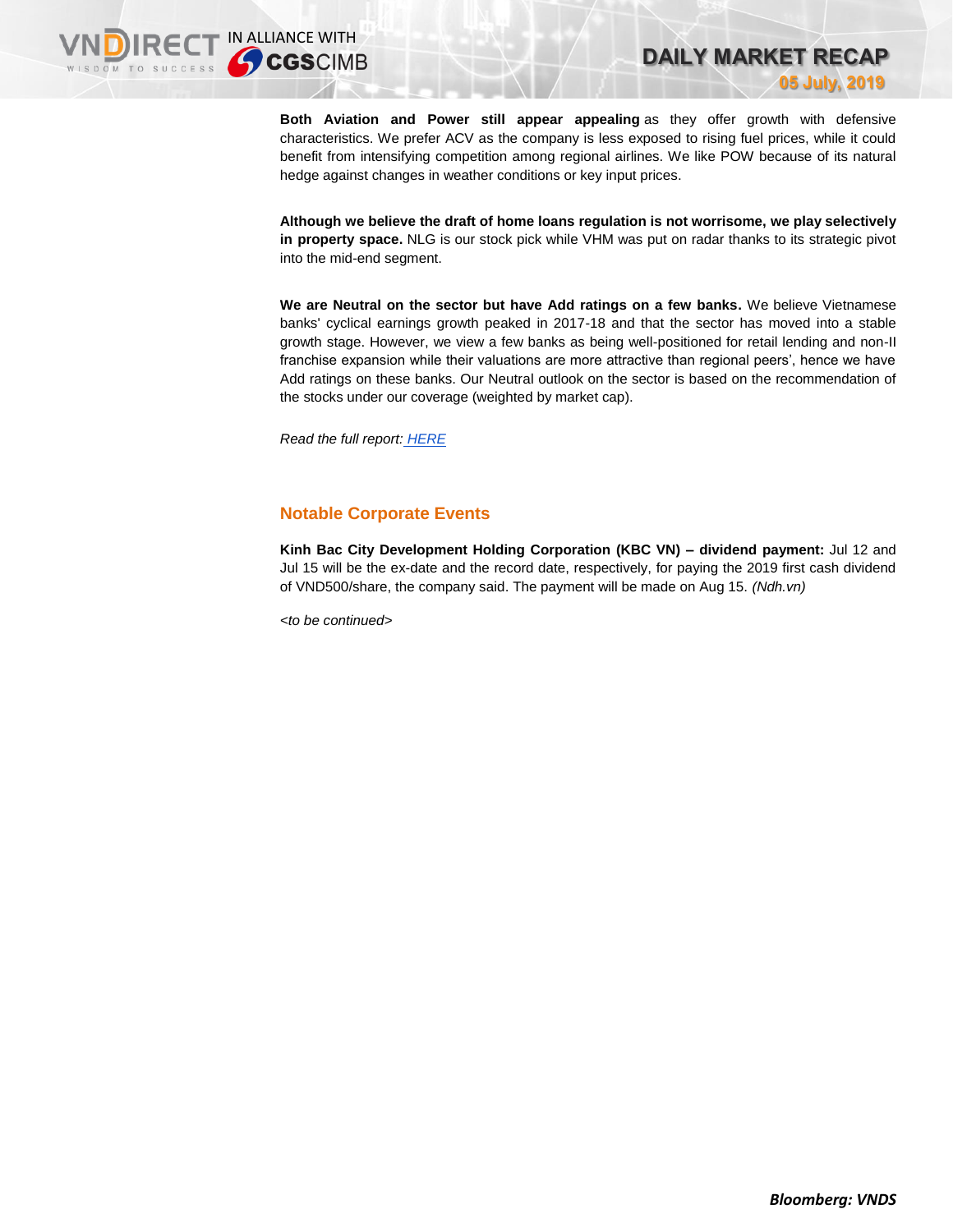**Both Aviation and Power still appear appealing** as they offer growth with defensive characteristics. We prefer ACV as the company is less exposed to rising fuel prices, while it could benefit from intensifying competition among regional airlines. We like POW because of its natural hedge against changes in weather conditions or key input prices.

**Although we believe the draft of home loans regulation is not worrisome, we play selectively in property space.** NLG is our stock pick while VHM was put on radar thanks to its strategic pivot into the mid-end segment.

**We are Neutral on the sector but have Add ratings on a few banks.** We believe Vietnamese banks' cyclical earnings growth peaked in 2017-18 and that the sector has moved into a stable growth stage. However, we view a few banks as being well-positioned for retail lending and non-II franchise expansion while their valuations are more attractive than regional peers', hence we have Add ratings on these banks. Our Neutral outlook on the sector is based on the recommendation of the stocks under our coverage (weighted by market cap).

*Read the full report: HERE*

## Notable Corporate Events

**Kinh Bac City Development Holding Corporation (KBC VN) – dividend payment:** Jul 12 and Jul 15 will be the ex-date and the record date, respectively, for paying the 2019 first cash dividend of VND500/share, the company said. The payment will be made on Aug 15. *(Ndh.vn)*

*<to be continued>*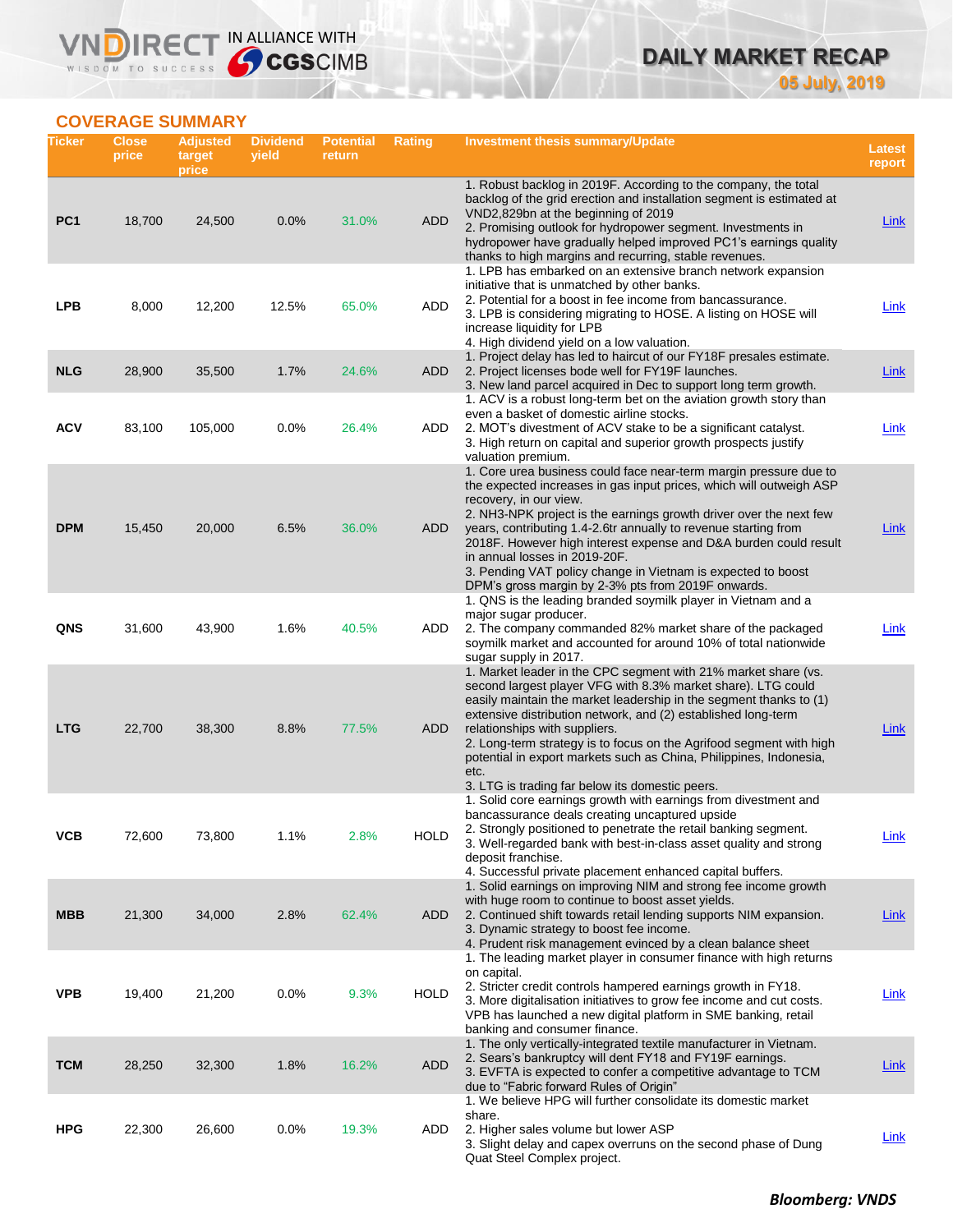## COVERAGE SUMMARY

| Ticker | Close price | Adjusted target price | Dividend yield | Potential return | Rating | Investment thesis summary/Update | Latest report |
|---|---|---|---|---|---|---|---|
| PC1 | 18,700 | 24,500 | 0.0% | 31.0% | ADD | 1. Robust backlog in 2019F. According to the company, the total backlog of the grid erection and installation segment is estimated at VND2,829bn at the beginning of 2019<br>2. Promising outlook for hydropower segment. Investments in hydropower have gradually helped improved PC1's earnings quality thanks to high margins and recurring, stable revenues. | Link |
| LPB | 8,000 | 12,200 | 12.5% | 65.0% | ADD | 1. LPB has embarked on an extensive branch network expansion initiative that is unmatched by other banks.<br>2. Potential for a boost in fee income from bancassurance.<br>3. LPB is considering migrating to HOSE. A listing on HOSE will increase liquidity for LPB<br>4. High dividend yield on a low valuation. | Link |
| NLG | 28,900 | 35,500 | 1.7% | 24.6% | ADD | 1. Project delay has led to haircut of our FY18F presales estimate.<br>2. Project licenses bode well for FY19F launches.<br>3. New land parcel acquired in Dec to support long term growth. | Link |
| ACV | 83,100 | 105,000 | 0.0% | 26.4% | ADD | 1. ACV is a robust long-term bet on the aviation growth story than even a basket of domestic airline stocks.<br>2. MOT's divestment of ACV stake to be a significant catalyst.<br>3. High return on capital and superior growth prospects justify valuation premium. | Link |
| DPM | 15,450 | 20,000 | 6.5% | 36.0% | ADD | 1. Core urea business could face near-term margin pressure due to the expected increases in gas input prices, which will outweigh ASP recovery, in our view.<br>2. NH3-NPK project is the earnings growth driver over the next few years, contributing 1.4-2.6tr annually to revenue starting from 2018F. However high interest expense and D&A burden could result in annual losses in 2019-20F.<br>3. Pending VAT policy change in Vietnam is expected to boost DPM's gross margin by 2-3% pts from 2019F onwards. | Link |
| QNS | 31,600 | 43,900 | 1.6% | 40.5% | ADD | 1. QNS is the leading branded soymilk player in Vietnam and a major sugar producer.<br>2. The company commanded 82% market share of the packaged soymilk market and accounted for around 10% of total nationwide sugar supply in 2017. | Link |
| LTG | 22,700 | 38,300 | 8.8% | 77.5% | ADD | 1. Market leader in the CPC segment with 21% market share (vs. second largest player VFG with 8.3% market share). LTG could easily maintain the market leadership in the segment thanks to (1) extensive distribution network, and (2) established long-term relationships with suppliers.<br>2. Long-term strategy is to focus on the Agrifood segment with high potential in export markets such as China, Philippines, Indonesia, etc.<br>3. LTG is trading far below its domestic peers. | Link |
| VCB | 72,600 | 73,800 | 1.1% | 2.8% | HOLD | 1. Solid core earnings growth with earnings from divestment and bancassurance deals creating uncaptured upside<br>2. Strongly positioned to penetrate the retail banking segment.<br>3. Well-regarded bank with best-in-class asset quality and strong deposit franchise.<br>4. Successful private placement enhanced capital buffers. | Link |
| MBB | 21,300 | 34,000 | 2.8% | 62.4% | ADD | 1. Solid earnings on improving NIM and strong fee income growth with huge room to continue to boost asset yields.<br>2. Continued shift towards retail lending supports NIM expansion.<br>3. Dynamic strategy to boost fee income.<br>4. Prudent risk management evinced by a clean balance sheet | Link |
| VPB | 19,400 | 21,200 | 0.0% | 9.3% | HOLD | 1. The leading market player in consumer finance with high returns on capital.<br>2. Stricter credit controls hampered earnings growth in FY18.<br>3. More digitalisation initiatives to grow fee income and cut costs. VPB has launched a new digital platform in SME banking, retail banking and consumer finance. | Link |
| TCM | 28,250 | 32,300 | 1.8% | 16.2% | ADD | 1. The only vertically-integrated textile manufacturer in Vietnam.<br>2. Sears's bankruptcy will dent FY18 and FY19F earnings.<br>3. EVFTA is expected to confer a competitive advantage to TCM due to "Fabric forward Rules of Origin" | Link |
| HPG | 22,300 | 26,600 | 0.0% | 19.3% | ADD | 1. We believe HPG will further consolidate its domestic market share.<br>2. Higher sales volume but lower ASP<br>3. Slight delay and capex overruns on the second phase of Dung Quat Steel Complex project. | Link |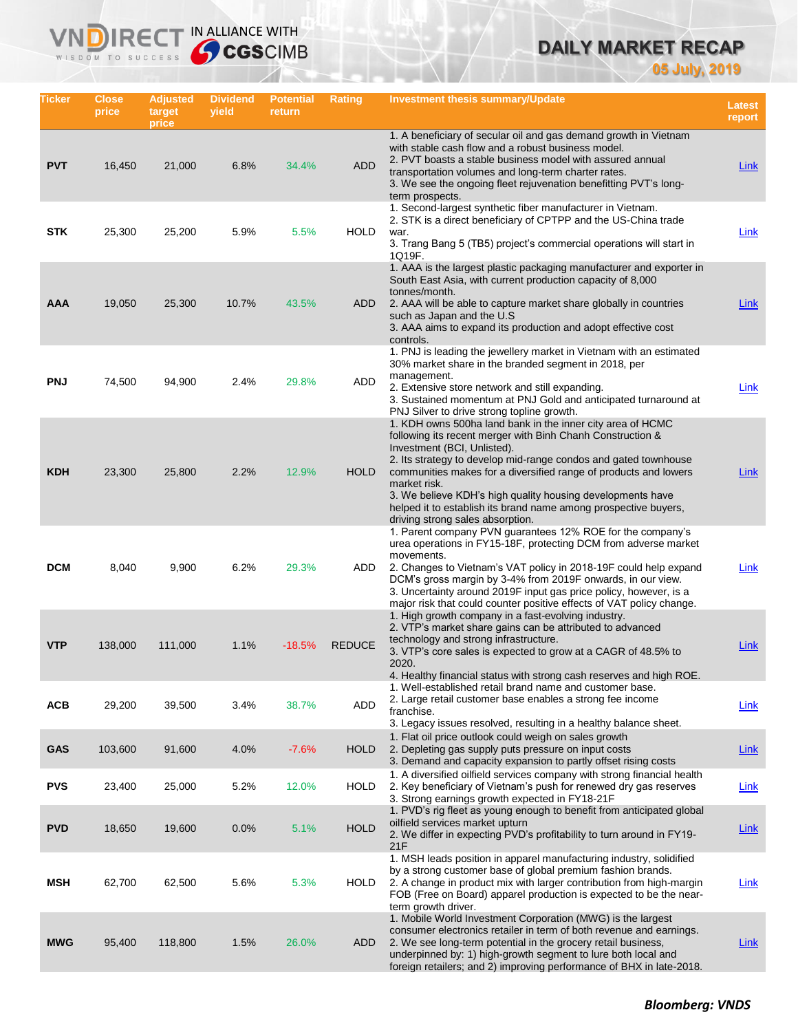# DAILY MARKET RECAP

**05 July, 2019**

| Ticker | Close price | Adjusted target price | Dividend yield | Potential return | Rating | Investment thesis summary/Update | Latest report |
|---|---|---|---|---|---|---|---|
| **PVT** | 16,450 | 21,000 | 6.8% | 34.4% | ADD | 1. A beneficiary of secular oil and gas demand growth in Vietnam with stable cash flow and a robust business model. 2. PVT boasts a stable business model with assured annual transportation volumes and long-term charter rates. 3. We see the ongoing fleet rejuvenation benefitting PVT's long-term prospects. | Link |
| **STK** | 25,300 | 25,200 | 5.9% | 5.5% | HOLD | 1. Second-largest synthetic fiber manufacturer in Vietnam. 2. STK is a direct beneficiary of CPTPP and the US-China trade war. 3. Trang Bang 5 (TB5) project's commercial operations will start in 1Q19F. | Link |
| **AAA** | 19,050 | 25,300 | 10.7% | 43.5% | ADD | 1. AAA is the largest plastic packaging manufacturer and exporter in South East Asia, with current production capacity of 8,000 tonnes/month. 2. AAA will be able to capture market share globally in countries such as Japan and the U.S 3. AAA aims to expand its production and adopt effective cost controls. | Link |
| **PNJ** | 74,500 | 94,900 | 2.4% | 29.8% | ADD | 1. PNJ is leading the jewellery market in Vietnam with an estimated 30% market share in the branded segment in 2018, per management. 2. Extensive store network and still expanding. 3. Sustained momentum at PNJ Gold and anticipated turnaround at PNJ Silver to drive strong topline growth. | Link |
| **KDH** | 23,300 | 25,800 | 2.2% | 12.9% | HOLD | 1. KDH owns 500ha land bank in the inner city area of HCMC following its recent merger with Binh Chanh Construction & Investment (BCI, Unlisted). 2. Its strategy to develop mid-range condos and gated townhouse communities makes for a diversified range of products and lowers market risk. 3. We believe KDH's high quality housing developments have helped it to establish its brand name among prospective buyers, driving strong sales absorption. | Link |
| **DCM** | 8,040 | 9,900 | 6.2% | 29.3% | ADD | 1. Parent company PVN guarantees 12% ROE for the company's urea operations in FY15-18F, protecting DCM from adverse market movements. 2. Changes to Vietnam's VAT policy in 2018-19F could help expand DCM's gross margin by 3-4% from 2019F onwards, in our view. 3. Uncertainty around 2019F input gas price policy, however, is a major risk that could counter positive effects of VAT policy change. | Link |
| **VTP** | 138,000 | 111,000 | 1.1% | -18.5% | REDUCE | 1. High growth company in a fast-evolving industry. 2. VTP's market share gains can be attributed to advanced technology and strong infrastructure. 3. VTP's core sales is expected to grow at a CAGR of 48.5% to 2020. 4. Healthy financial status with strong cash reserves and high ROE. | Link |
| **ACB** | 29,200 | 39,500 | 3.4% | 38.7% | ADD | 1. Well-established retail brand name and customer base. 2. Large retail customer base enables a strong fee income franchise. 3. Legacy issues resolved, resulting in a healthy balance sheet. | Link |
| **GAS** | 103,600 | 91,600 | 4.0% | -7.6% | HOLD | 1. Flat oil price outlook could weigh on sales growth 2. Depleting gas supply puts pressure on input costs 3. Demand and capacity expansion to partly offset rising costs | Link |
| **PVS** | 23,400 | 25,000 | 5.2% | 12.0% | HOLD | 1. A diversified oilfield services company with strong financial health 2. Key beneficiary of Vietnam's push for renewed dry gas reserves 3. Strong earnings growth expected in FY18-21F | Link |
| **PVD** | 18,650 | 19,600 | 0.0% | 5.1% | HOLD | 1. PVD's rig fleet as young enough to benefit from anticipated global oilfield services market upturn 2. We differ in expecting PVD's profitability to turn around in FY19-21F | Link |
| **MSH** | 62,700 | 62,500 | 5.6% | 5.3% | HOLD | 1. MSH leads position in apparel manufacturing industry, solidified by a strong customer base of global premium fashion brands. 2. A change in product mix with larger contribution from high-margin FOB (Free on Board) apparel production is expected to be the near-term growth driver. | Link |
| **MWG** | 95,400 | 118,800 | 1.5% | 26.0% | ADD | 1. Mobile World Investment Corporation (MWG) is the largest consumer electronics retailer in term of both revenue and earnings. 2. We see long-term potential in the grocery retail business, underpinned by: 1) high-growth segment to lure both local and foreign retailers; and 2) improving performance of BHX in late-2018. | Link |

**Bloomberg: VNDS**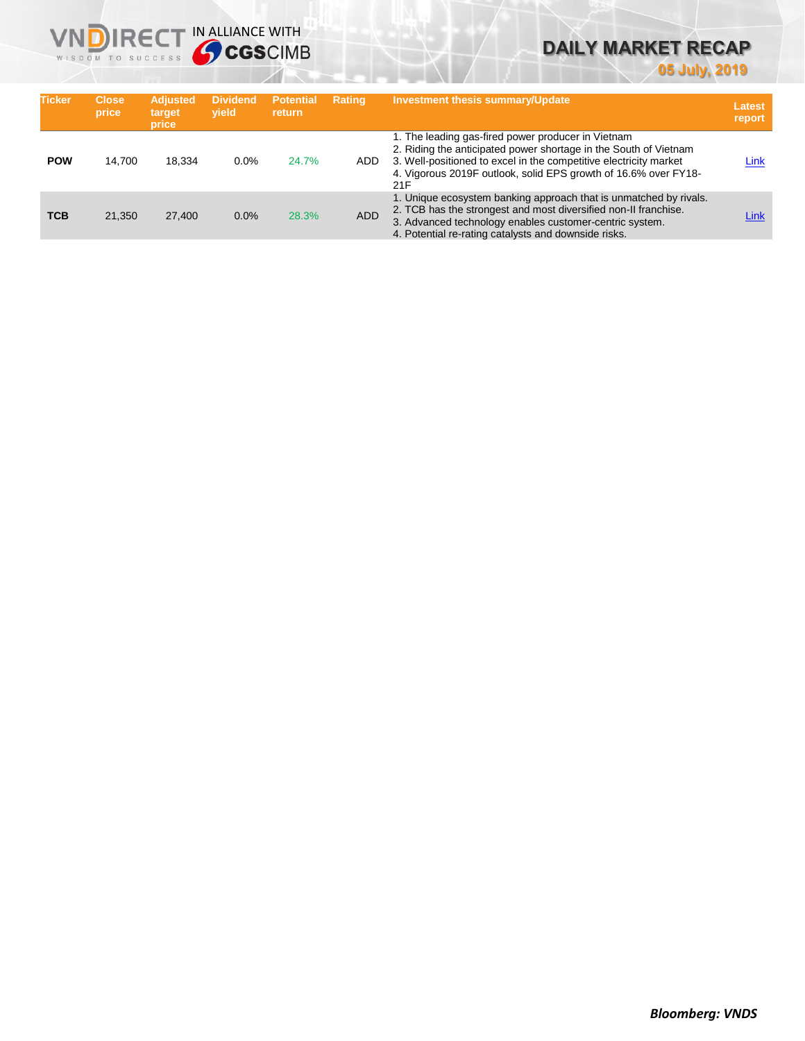| Ticker | Close price | Adjusted target price | Dividend yield | Potential return | Rating | Investment thesis summary/Update | Latest report |
|---|---|---|---|---|---|---|---|
| **POW** | 14,700 | 18,334 | 0.0% | 24.7% | ADD | 1. The leading gas-fired power producer in Vietnam<br>2. Riding the anticipated power shortage in the South of Vietnam<br>3. Well-positioned to excel in the competitive electricity market<br>4. Vigorous 2019F outlook, solid EPS growth of 16.6% over FY18-21F | Link |
| **TCB** | 21,350 | 27,400 | 0.0% | 28.3% | ADD | 1. Unique ecosystem banking approach that is unmatched by rivals.<br>2. TCB has the strongest and most diversified non-II franchise.<br>3. Advanced technology enables customer-centric system.<br>4. Potential re-rating catalysts and downside risks. | Link |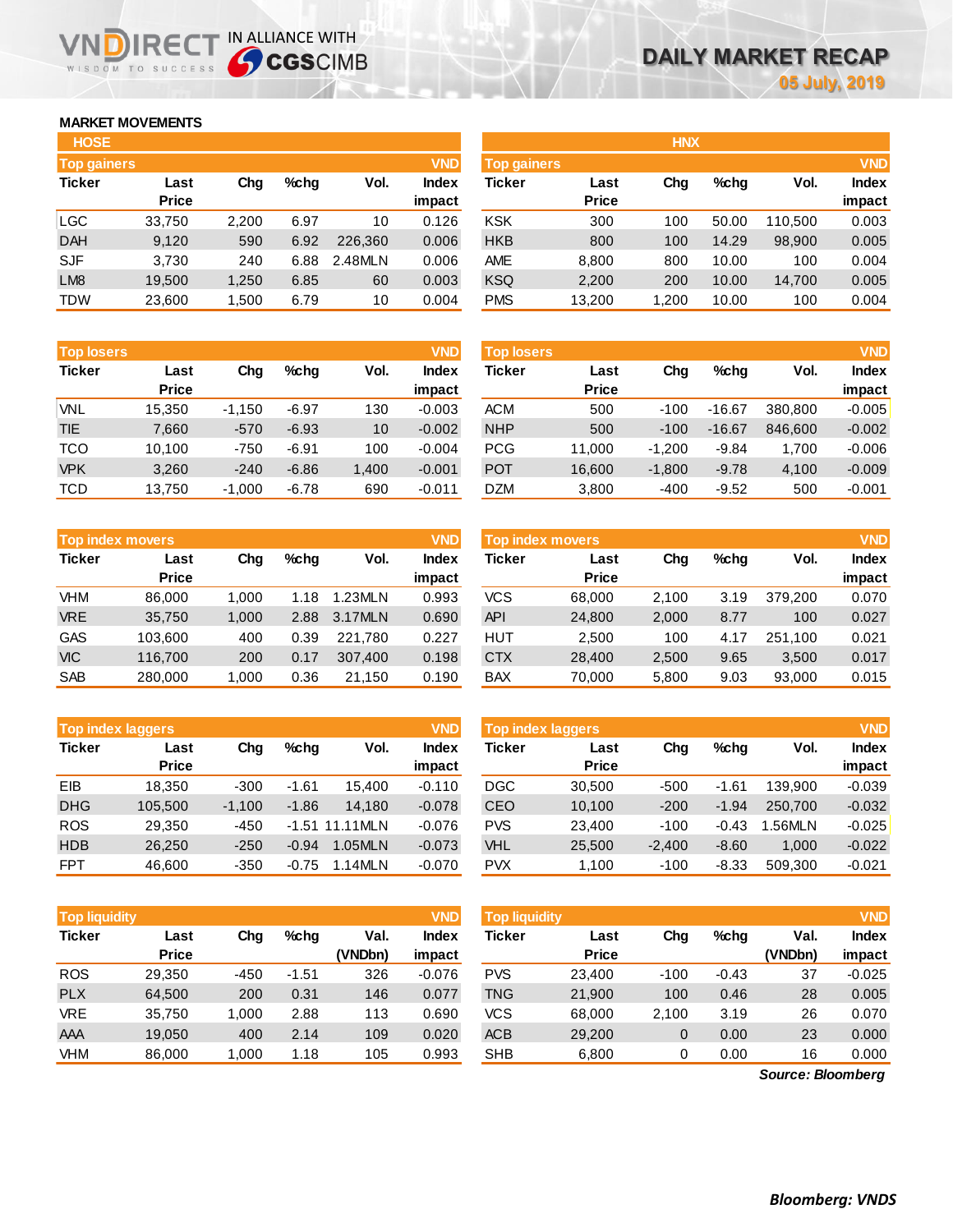# DAILY MARKET RECAP

05 July, 2019

## MARKET MOVEMENTS

### HOSE

**Top gainers** (VND)

| Ticker | Last Price | Chg | %chg | Vol. | Index impact |
|---|---|---|---|---|---|
| LGC | 33,750 | 2,200 | 6.97 | 10 | 0.126 |
| DAH | 9,120 | 590 | 6.92 | 226,360 | 0.006 |
| SJF | 3,730 | 240 | 6.88 | 2.48MLN | 0.006 |
| LM8 | 19,500 | 1,250 | 6.85 | 60 | 0.003 |
| TDW | 23,600 | 1,500 | 6.79 | 10 | 0.004 |

**Top losers** (VND)

| Ticker | Last Price | Chg | %chg | Vol. | Index impact |
|---|---|---|---|---|---|
| VNL | 15,350 | -1,150 | -6.97 | 130 | -0.003 |
| TIE | 7,660 | -570 | -6.93 | 10 | -0.002 |
| TCO | 10,100 | -750 | -6.91 | 100 | -0.004 |
| VPK | 3,260 | -240 | -6.86 | 1,400 | -0.001 |
| TCD | 13,750 | -1,000 | -6.78 | 690 | -0.011 |

**Top index movers** (VND)

| Ticker | Last Price | Chg | %chg | Vol. | Index impact |
|---|---|---|---|---|---|
| VHM | 86,000 | 1,000 | 1.18 | 1.23MLN | 0.993 |
| VRE | 35,750 | 1,000 | 2.88 | 3.17MLN | 0.690 |
| GAS | 103,600 | 400 | 0.39 | 221,780 | 0.227 |
| VIC | 116,700 | 200 | 0.17 | 307,400 | 0.198 |
| SAB | 280,000 | 1,000 | 0.36 | 21,150 | 0.190 |

**Top index laggers** (VND)

| Ticker | Last Price | Chg | %chg | Vol. | Index impact |
|---|---|---|---|---|---|
| EIB | 18,350 | -300 | -1.61 | 15,400 | -0.110 |
| DHG | 105,500 | -1,100 | -1.86 | 14,180 | -0.078 |
| ROS | 29,350 | -450 | -1.51 | 11.11MLN | -0.076 |
| HDB | 26,250 | -250 | -0.94 | 1.05MLN | -0.073 |
| FPT | 46,600 | -350 | -0.75 | 1.14MLN | -0.070 |

**Top liquidity** (VND)

| Ticker | Last Price | Chg | %chg | Val. (VNDbn) | Index impact |
|---|---|---|---|---|---|
| ROS | 29,350 | -450 | -1.51 | 326 | -0.076 |
| PLX | 64,500 | 200 | 0.31 | 146 | 0.077 |
| VRE | 35,750 | 1,000 | 2.88 | 113 | 0.690 |
| AAA | 19,050 | 400 | 2.14 | 109 | 0.020 |
| VHM | 86,000 | 1,000 | 1.18 | 105 | 0.993 |

### HNX

**Top gainers** (VND)

| Ticker | Last Price | Chg | %chg | Vol. | Index impact |
|---|---|---|---|---|---|
| KSK | 300 | 100 | 50.00 | 110,500 | 0.003 |
| HKB | 800 | 100 | 14.29 | 98,900 | 0.005 |
| AME | 8,800 | 800 | 10.00 | 100 | 0.004 |
| KSQ | 2,200 | 200 | 10.00 | 14,700 | 0.005 |
| PMS | 13,200 | 1,200 | 10.00 | 100 | 0.004 |

**Top losers** (VND)

| Ticker | Last Price | Chg | %chg | Vol. | Index impact |
|---|---|---|---|---|---|
| ACM | 500 | -100 | -16.67 | 380,800 | -0.005 |
| NHP | 500 | -100 | -16.67 | 846,600 | -0.002 |
| PCG | 11,000 | -1,200 | -9.84 | 1,700 | -0.006 |
| POT | 16,600 | -1,800 | -9.78 | 4,100 | -0.009 |
| DZM | 3,800 | -400 | -9.52 | 500 | -0.001 |

**Top index movers** (VND)

| Ticker | Last Price | Chg | %chg | Vol. | Index impact |
|---|---|---|---|---|---|
| VCS | 68,000 | 2,100 | 3.19 | 379,200 | 0.070 |
| API | 24,800 | 2,000 | 8.77 | 100 | 0.027 |
| HUT | 2,500 | 100 | 4.17 | 251,100 | 0.021 |
| CTX | 28,400 | 2,500 | 9.65 | 3,500 | 0.017 |
| BAX | 70,000 | 5,800 | 9.03 | 93,000 | 0.015 |

**Top index laggers** (VND)

| Ticker | Last Price | Chg | %chg | Vol. | Index impact |
|---|---|---|---|---|---|
| DGC | 30,500 | -500 | -1.61 | 139,900 | -0.039 |
| CEO | 10,100 | -200 | -1.94 | 250,700 | -0.032 |
| PVS | 23,400 | -100 | -0.43 | 1.56MLN | -0.025 |
| VHL | 25,500 | -2,400 | -8.60 | 1,000 | -0.022 |
| PVX | 1,100 | -100 | -8.33 | 509,300 | -0.021 |

**Top liquidity** (VND)

| Ticker | Last Price | Chg | %chg | Val. (VNDbn) | Index impact |
|---|---|---|---|---|---|
| PVS | 23,400 | -100 | -0.43 | 37 | -0.025 |
| TNG | 21,900 | 100 | 0.46 | 28 | 0.005 |
| VCS | 68,000 | 2,100 | 3.19 | 26 | 0.070 |
| ACB | 29,200 | 0 | 0.00 | 23 | 0.000 |
| SHB | 6,800 | 0 | 0.00 | 16 | 0.000 |

*Source: Bloomberg*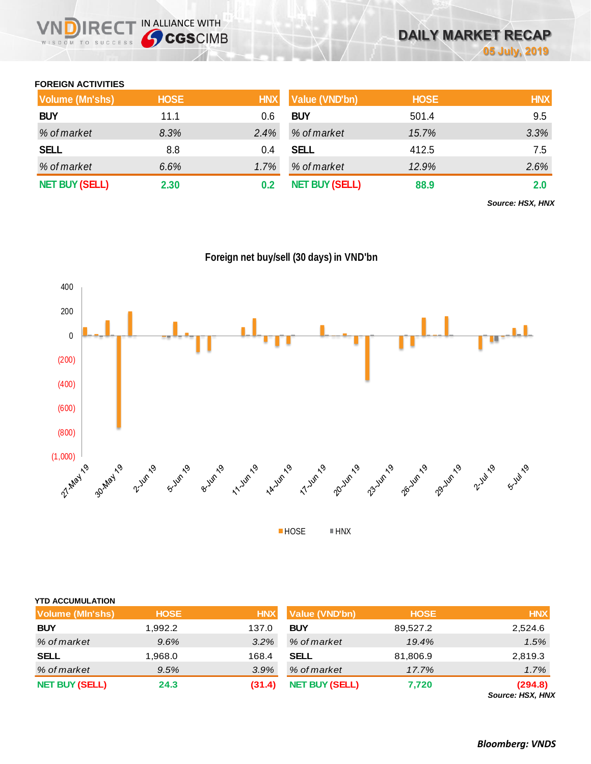# DAILY MARKET RECAP

05 July, 2019

### FOREIGN ACTIVITIES

| Volume (Mn'shs) | HOSE | HNX |
|---|---|---|
| **BUY** | 11.1 | 0.6 |
| *% of market* | *8.3%* | *2.4%* |
| **SELL** | 8.8 | 0.4 |
| *% of market* | *6.6%* | *1.7%* |
| **NET BUY (SELL)** | **2.30** | **0.2** |

| Value (VND'bn) | HOSE | HNX |
|---|---|---|
| **BUY** | 501.4 | 9.5 |
| *% of market* | *15.7%* | *3.3%* |
| **SELL** | 412.5 | 7.5 |
| *% of market* | *12.9%* | *2.6%* |
| **NET BUY (SELL)** | **88.9** | **2.0** |

***Source: HSX, HNX***

**Foreign net buy/sell (30 days) in VND'bn**

### YTD ACCUMULATION

| Volume (Mln'shs) | HOSE | HNX |
|---|---|---|
| **BUY** | 1,992.2 | 137.0 |
| *% of market* | *9.6%* | *3.2%* |
| **SELL** | 1,968.0 | 168.4 |
| *% of market* | *9.5%* | *3.9%* |
| **NET BUY (SELL)** | **24.3** | **(31.4)** |

| Value (VND'bn) | HOSE | HNX |
|---|---|---|
| **BUY** | 89,527.2 | 2,524.6 |
| *% of market* | *19.4%* | *1.5%* |
| **SELL** | 81,806.9 | 2,819.3 |
| *% of market* | *17.7%* | *1.7%* |
| **NET BUY (SELL)** | **7,720** | **(294.8)** |

***Source: HSX, HNX***

***Bloomberg: VNDS***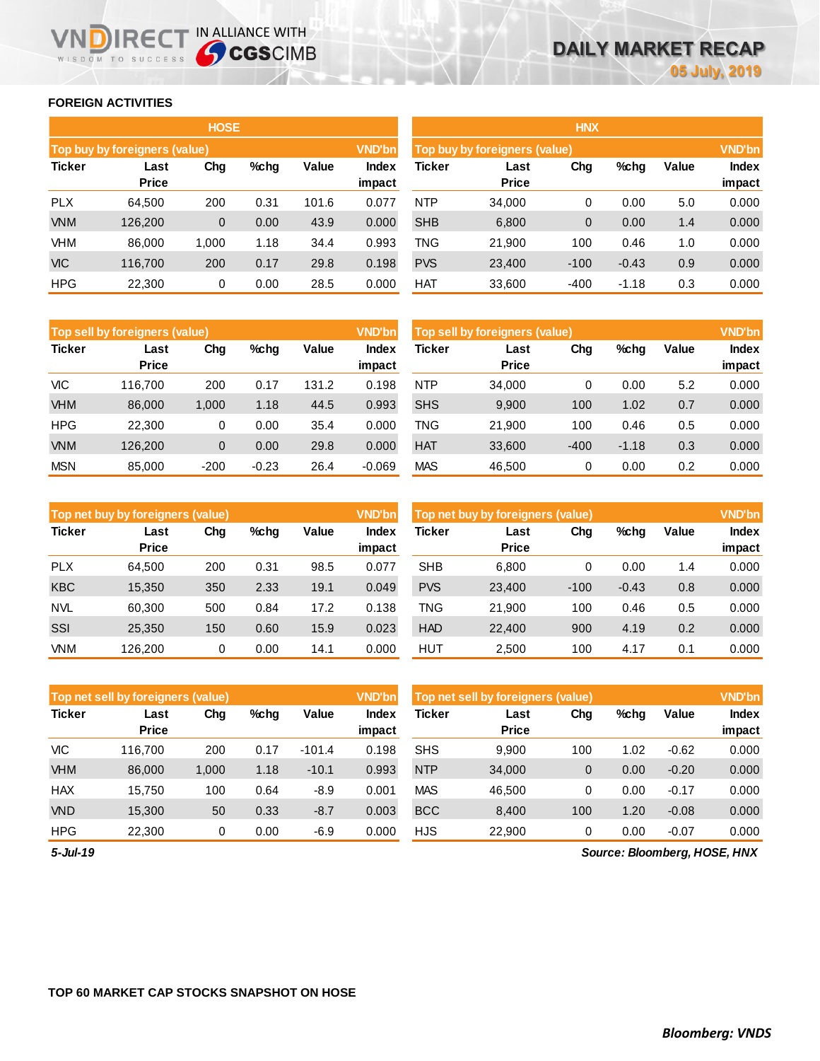## FOREIGN ACTIVITIES

### HOSE

| Top buy by foreigners (value) | | | | | VND'bn |
|---|---|---|---|---|---|
| Ticker | Last Price | Chg | %chg | Value | Index impact |
| PLX | 64,500 | 200 | 0.31 | 101.6 | 0.077 |
| VNM | 126,200 | 0 | 0.00 | 43.9 | 0.000 |
| VHM | 86,000 | 1,000 | 1.18 | 34.4 | 0.993 |
| VIC | 116,700 | 200 | 0.17 | 29.8 | 0.198 |
| HPG | 22,300 | 0 | 0.00 | 28.5 | 0.000 |

| Top sell by foreigners (value) | | | | | VND'bn |
|---|---|---|---|---|---|
| Ticker | Last Price | Chg | %chg | Value | Index impact |
| VIC | 116,700 | 200 | 0.17 | 131.2 | 0.198 |
| VHM | 86,000 | 1,000 | 1.18 | 44.5 | 0.993 |
| HPG | 22,300 | 0 | 0.00 | 35.4 | 0.000 |
| VNM | 126,200 | 0 | 0.00 | 29.8 | 0.000 |
| MSN | 85,000 | -200 | -0.23 | 26.4 | -0.069 |

| Top net buy by foreigners (value) | | | | | VND'bn |
|---|---|---|---|---|---|
| Ticker | Last Price | Chg | %chg | Value | Index impact |
| PLX | 64,500 | 200 | 0.31 | 98.5 | 0.077 |
| KBC | 15,350 | 350 | 2.33 | 19.1 | 0.049 |
| NVL | 60,300 | 500 | 0.84 | 17.2 | 0.138 |
| SSI | 25,350 | 150 | 0.60 | 15.9 | 0.023 |
| VNM | 126,200 | 0 | 0.00 | 14.1 | 0.000 |

| Top net sell by foreigners (value) | | | | | VND'bn |
|---|---|---|---|---|---|
| Ticker | Last Price | Chg | %chg | Value | Index impact |
| VIC | 116,700 | 200 | 0.17 | -101.4 | 0.198 |
| VHM | 86,000 | 1,000 | 1.18 | -10.1 | 0.993 |
| HAX | 15,750 | 100 | 0.64 | -8.9 | 0.001 |
| VND | 15,300 | 50 | 0.33 | -8.7 | 0.003 |
| HPG | 22,300 | 0 | 0.00 | -6.9 | 0.000 |

### HNX

| Top buy by foreigners (value) | | | | | VND'bn |
|---|---|---|---|---|---|
| Ticker | Last Price | Chg | %chg | Value | Index impact |
| NTP | 34,000 | 0 | 0.00 | 5.0 | 0.000 |
| SHB | 6,800 | 0 | 0.00 | 1.4 | 0.000 |
| TNG | 21,900 | 100 | 0.46 | 1.0 | 0.000 |
| PVS | 23,400 | -100 | -0.43 | 0.9 | 0.000 |
| HAT | 33,600 | -400 | -1.18 | 0.3 | 0.000 |

| Top sell by foreigners (value) | | | | | VND'bn |
|---|---|---|---|---|---|
| Ticker | Last Price | Chg | %chg | Value | Index impact |
| NTP | 34,000 | 0 | 0.00 | 5.2 | 0.000 |
| SHS | 9,900 | 100 | 1.02 | 0.7 | 0.000 |
| TNG | 21,900 | 100 | 0.46 | 0.5 | 0.000 |
| HAT | 33,600 | -400 | -1.18 | 0.3 | 0.000 |
| MAS | 46,500 | 0 | 0.00 | 0.2 | 0.000 |

| Top net buy by foreigners (value) | | | | | VND'bn |
|---|---|---|---|---|---|
| Ticker | Last Price | Chg | %chg | Value | Index impact |
| SHB | 6,800 | 0 | 0.00 | 1.4 | 0.000 |
| PVS | 23,400 | -100 | -0.43 | 0.8 | 0.000 |
| TNG | 21,900 | 100 | 0.46 | 0.5 | 0.000 |
| HAD | 22,400 | 900 | 4.19 | 0.2 | 0.000 |
| HUT | 2,500 | 100 | 4.17 | 0.1 | 0.000 |

| Top net sell by foreigners (value) | | | | | VND'bn |
|---|---|---|---|---|---|
| Ticker | Last Price | Chg | %chg | Value | Index impact |
| SHS | 9,900 | 100 | 1.02 | -0.62 | 0.000 |
| NTP | 34,000 | 0 | 0.00 | -0.20 | 0.000 |
| MAS | 46,500 | 0 | 0.00 | -0.17 | 0.000 |
| BCC | 8,400 | 100 | 1.20 | -0.08 | 0.000 |
| HJS | 22,900 | 0 | 0.00 | -0.07 | 0.000 |

*5-Jul-19*

*Source: Bloomberg, HOSE, HNX*

## TOP 60 MARKET CAP STOCKS SNAPSHOT ON HOSE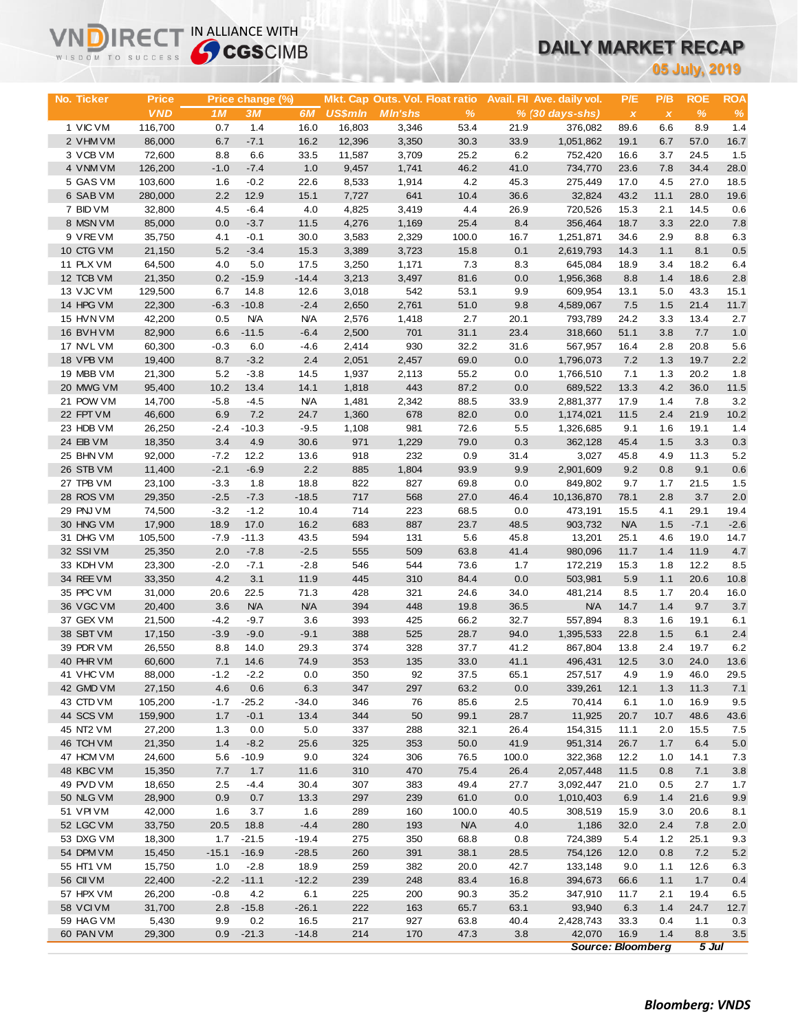# DAILY MARKET RECAP

**05 July, 2019**

| No. | Ticker | Price | Price change (%) | | | Mkt. Cap | Outs. Vol. | Float ratio | Avail. FII | Ave. daily vol. | P/E | P/B | ROE | ROA |
|---|---|---|---|---|---|---|---|---|---|---|---|---|---|---|
| | | VND | 1M | 3M | 6M | US$mln | Mln'shs | % | % | (30 days-shs) | x | x | % | % |
| 1 | VIC VM | 116,700 | 0.7 | 1.4 | 16.0 | 16,803 | 3,346 | 53.4 | 21.9 | 376,082 | 89.6 | 6.6 | 8.9 | 1.4 |
| 2 | VHM VM | 86,000 | 6.7 | -7.1 | 16.2 | 12,396 | 3,350 | 30.3 | 33.9 | 1,051,862 | 19.1 | 6.7 | 57.0 | 16.7 |
| 3 | VCB VM | 72,600 | 8.8 | 6.6 | 33.5 | 11,587 | 3,709 | 25.2 | 6.2 | 752,420 | 16.6 | 3.7 | 24.5 | 1.5 |
| 4 | VNM VM | 126,200 | -1.0 | -7.4 | 1.0 | 9,457 | 1,741 | 46.2 | 41.0 | 734,770 | 23.6 | 7.8 | 34.4 | 28.0 |
| 5 | GAS VM | 103,600 | 1.6 | -0.2 | 22.6 | 8,533 | 1,914 | 4.2 | 45.3 | 275,449 | 17.0 | 4.5 | 27.0 | 18.5 |
| 6 | SAB VM | 280,000 | 2.2 | 12.9 | 15.1 | 7,727 | 641 | 10.4 | 36.6 | 32,824 | 43.2 | 11.1 | 28.0 | 19.6 |
| 7 | BID VM | 32,800 | 4.5 | -6.4 | 4.0 | 4,825 | 3,419 | 4.4 | 26.9 | 720,526 | 15.3 | 2.1 | 14.5 | 0.6 |
| 8 | MSN VM | 85,000 | 0.0 | -3.7 | 11.5 | 4,276 | 1,169 | 25.4 | 8.4 | 356,464 | 18.7 | 3.3 | 22.0 | 7.8 |
| 9 | VRE VM | 35,750 | 4.1 | -0.1 | 30.0 | 3,583 | 2,329 | 100.0 | 16.7 | 1,251,871 | 34.6 | 2.9 | 8.8 | 6.3 |
| 10 | CTG VM | 21,150 | 5.2 | -3.4 | 15.3 | 3,389 | 3,723 | 15.8 | 0.1 | 2,619,793 | 14.3 | 1.1 | 8.1 | 0.5 |
| 11 | PLX VM | 64,500 | 4.0 | 5.0 | 17.5 | 3,250 | 1,171 | 7.3 | 8.3 | 645,084 | 18.9 | 3.4 | 18.2 | 6.4 |
| 12 | TCB VM | 21,350 | 0.2 | -15.9 | -14.4 | 3,213 | 3,497 | 81.6 | 0.0 | 1,956,368 | 8.8 | 1.4 | 18.6 | 2.8 |
| 13 | VJC VM | 129,500 | 6.7 | 14.8 | 12.6 | 3,018 | 542 | 53.1 | 9.9 | 609,954 | 13.1 | 5.0 | 43.3 | 15.1 |
| 14 | HPG VM | 22,300 | -6.3 | -10.8 | -2.4 | 2,650 | 2,761 | 51.0 | 9.8 | 4,589,067 | 7.5 | 1.5 | 21.4 | 11.7 |
| 15 | HVN VM | 42,200 | 0.5 | N/A | N/A | 2,576 | 1,418 | 2.7 | 20.1 | 793,789 | 24.2 | 3.3 | 13.4 | 2.7 |
| 16 | BVH VM | 82,900 | 6.6 | -11.5 | -6.4 | 2,500 | 701 | 31.1 | 23.4 | 318,660 | 51.1 | 3.8 | 7.7 | 1.0 |
| 17 | NVL VM | 60,300 | -0.3 | 6.0 | -4.6 | 2,414 | 930 | 32.2 | 31.6 | 567,957 | 16.4 | 2.8 | 20.8 | 5.6 |
| 18 | VPB VM | 19,400 | 8.7 | -3.2 | 2.4 | 2,051 | 2,457 | 69.0 | 0.0 | 1,796,073 | 7.2 | 1.3 | 19.7 | 2.2 |
| 19 | MBB VM | 21,300 | 5.2 | -3.8 | 14.5 | 1,937 | 2,113 | 55.2 | 0.0 | 1,766,510 | 7.1 | 1.3 | 20.2 | 1.8 |
| 20 | MWG VM | 95,400 | 10.2 | 13.4 | 14.1 | 1,818 | 443 | 87.2 | 0.0 | 689,522 | 13.3 | 4.2 | 36.0 | 11.5 |
| 21 | POW VM | 14,700 | -5.8 | -4.5 | N/A | 1,481 | 2,342 | 88.5 | 33.9 | 2,881,377 | 17.9 | 1.4 | 7.8 | 3.2 |
| 22 | FPT VM | 46,600 | 6.9 | 7.2 | 24.7 | 1,360 | 678 | 82.0 | 0.0 | 1,174,021 | 11.5 | 2.4 | 21.9 | 10.2 |
| 23 | HDB VM | 26,250 | -2.4 | -10.3 | -9.5 | 1,108 | 981 | 72.6 | 5.5 | 1,326,685 | 9.1 | 1.6 | 19.1 | 1.4 |
| 24 | EIB VM | 18,350 | 3.4 | 4.9 | 30.6 | 971 | 1,229 | 79.0 | 0.3 | 362,128 | 45.4 | 1.5 | 3.3 | 0.3 |
| 25 | BHN VM | 92,000 | -7.2 | 12.2 | 13.6 | 918 | 232 | 0.9 | 31.4 | 3,027 | 45.8 | 4.9 | 11.3 | 5.2 |
| 26 | STB VM | 11,400 | -2.1 | -6.9 | 2.2 | 885 | 1,804 | 93.9 | 9.9 | 2,901,609 | 9.2 | 0.8 | 9.1 | 0.6 |
| 27 | TPB VM | 23,100 | -3.3 | 1.8 | 18.8 | 822 | 827 | 69.8 | 0.0 | 849,802 | 9.7 | 1.7 | 21.5 | 1.5 |
| 28 | ROS VM | 29,350 | -2.5 | -7.3 | -18.5 | 717 | 568 | 27.0 | 46.4 | 10,136,870 | 78.1 | 2.8 | 3.7 | 2.0 |
| 29 | PNJ VM | 74,500 | -3.2 | -1.2 | 10.4 | 714 | 223 | 68.5 | 0.0 | 473,191 | 15.5 | 4.1 | 29.1 | 19.4 |
| 30 | HNG VM | 17,900 | 18.9 | 17.0 | 16.2 | 683 | 887 | 23.7 | 48.5 | 903,732 | N/A | 1.5 | -7.1 | -2.6 |
| 31 | DHG VM | 105,500 | -7.9 | -11.3 | 43.5 | 594 | 131 | 5.6 | 45.8 | 13,201 | 25.1 | 4.6 | 19.0 | 14.7 |
| 32 | SSI VM | 25,350 | 2.0 | -7.8 | -2.5 | 555 | 509 | 63.8 | 41.4 | 980,096 | 11.7 | 1.4 | 11.9 | 4.7 |
| 33 | KDH VM | 23,300 | -2.0 | -7.1 | -2.8 | 546 | 544 | 73.6 | 1.7 | 172,219 | 15.3 | 1.8 | 12.2 | 8.5 |
| 34 | REE VM | 33,350 | 4.2 | 3.1 | 11.9 | 445 | 310 | 84.4 | 0.0 | 503,981 | 5.9 | 1.1 | 20.6 | 10.8 |
| 35 | PPC VM | 31,000 | 20.6 | 22.5 | 71.3 | 428 | 321 | 24.6 | 34.0 | 481,214 | 8.5 | 1.7 | 20.4 | 16.0 |
| 36 | VGC VM | 20,400 | 3.6 | N/A | N/A | 394 | 448 | 19.8 | 36.5 | N/A | 14.7 | 1.4 | 9.7 | 3.7 |
| 37 | GEX VM | 21,500 | -4.2 | -9.7 | 3.6 | 393 | 425 | 66.2 | 32.7 | 557,894 | 8.3 | 1.6 | 19.1 | 6.1 |
| 38 | SBT VM | 17,150 | -3.9 | -9.0 | -9.1 | 388 | 525 | 28.7 | 94.0 | 1,395,533 | 22.8 | 1.5 | 6.1 | 2.4 |
| 39 | PDR VM | 26,550 | 8.8 | 14.0 | 29.3 | 374 | 328 | 37.7 | 41.2 | 867,804 | 13.8 | 2.4 | 19.7 | 6.2 |
| 40 | PHR VM | 60,600 | 7.1 | 14.6 | 74.9 | 353 | 135 | 33.0 | 41.1 | 496,431 | 12.5 | 3.0 | 24.0 | 13.6 |
| 41 | VHC VM | 88,000 | -1.2 | -2.2 | 0.0 | 350 | 92 | 37.5 | 65.1 | 257,517 | 4.9 | 1.9 | 46.0 | 29.5 |
| 42 | GMD VM | 27,150 | 4.6 | 0.6 | 6.3 | 347 | 297 | 63.2 | 0.0 | 339,261 | 12.1 | 1.3 | 11.3 | 7.1 |
| 43 | CTD VM | 105,200 | -1.7 | -25.2 | -34.0 | 346 | 76 | 85.6 | 2.5 | 70,414 | 6.1 | 1.0 | 16.9 | 9.5 |
| 44 | SCS VM | 159,900 | 1.7 | -0.1 | 13.4 | 344 | 50 | 99.1 | 28.7 | 11,925 | 20.7 | 10.7 | 48.6 | 43.6 |
| 45 | NT2 VM | 27,200 | 1.3 | 0.0 | 5.0 | 337 | 288 | 32.1 | 26.4 | 154,315 | 11.1 | 2.0 | 15.5 | 7.5 |
| 46 | TCH VM | 21,350 | 1.4 | -8.2 | 25.6 | 325 | 353 | 50.0 | 41.9 | 951,314 | 26.7 | 1.7 | 6.4 | 5.0 |
| 47 | HCM VM | 24,600 | 5.6 | -10.9 | 9.0 | 324 | 306 | 76.5 | 100.0 | 322,368 | 12.2 | 1.0 | 14.1 | 7.3 |
| 48 | KBC VM | 15,350 | 7.7 | 1.7 | 11.6 | 310 | 470 | 75.4 | 26.4 | 2,057,448 | 11.5 | 0.8 | 7.1 | 3.8 |
| 49 | PVD VM | 18,650 | 2.5 | -4.4 | 30.4 | 307 | 383 | 49.4 | 27.7 | 3,092,447 | 21.0 | 0.5 | 2.7 | 1.7 |
| 50 | NLG VM | 28,900 | 0.9 | 0.7 | 13.3 | 297 | 239 | 61.0 | 0.0 | 1,010,403 | 6.9 | 1.4 | 21.6 | 9.9 |
| 51 | VPI VM | 42,000 | 1.6 | 3.7 | 1.6 | 289 | 160 | 100.0 | 40.5 | 308,519 | 15.9 | 3.0 | 20.6 | 8.1 |
| 52 | LGC VM | 33,750 | 20.5 | 18.8 | -4.4 | 280 | 193 | N/A | 4.0 | 1,186 | 32.0 | 2.4 | 7.8 | 2.0 |
| 53 | DXG VM | 18,300 | 1.7 | -21.5 | -19.4 | 275 | 350 | 68.8 | 0.8 | 724,389 | 5.4 | 1.2 | 25.1 | 9.3 |
| 54 | DPM VM | 15,450 | -15.1 | -16.9 | -28.5 | 260 | 391 | 38.1 | 28.5 | 754,126 | 12.0 | 0.8 | 7.2 | 5.2 |
| 55 | HT1 VM | 15,750 | 1.0 | -2.8 | 18.9 | 259 | 382 | 20.0 | 42.7 | 133,148 | 9.0 | 1.1 | 12.6 | 6.3 |
| 56 | CII VM | 22,400 | -2.2 | -11.1 | -12.2 | 239 | 248 | 83.4 | 16.8 | 394,673 | 66.6 | 1.1 | 1.7 | 0.4 |
| 57 | HPX VM | 26,200 | -0.8 | 4.2 | 6.1 | 225 | 200 | 90.3 | 35.2 | 347,910 | 11.7 | 2.1 | 19.4 | 6.5 |
| 58 | VCI VM | 31,700 | 2.8 | -15.8 | -26.1 | 222 | 163 | 65.7 | 63.1 | 93,940 | 6.3 | 1.4 | 24.7 | 12.7 |
| 59 | HAG VM | 5,430 | 9.9 | 0.2 | 16.5 | 217 | 927 | 63.8 | 40.4 | 2,428,743 | 33.3 | 0.4 | 1.1 | 0.3 |
| 60 | PAN VM | 29,300 | 0.9 | -21.3 | -14.8 | 214 | 170 | 47.3 | 3.8 | 42,070 | 16.9 | 1.4 | 8.8 | 3.5 |

*Source: Bloomberg* *5 Jul*

***Bloomberg: VNDS***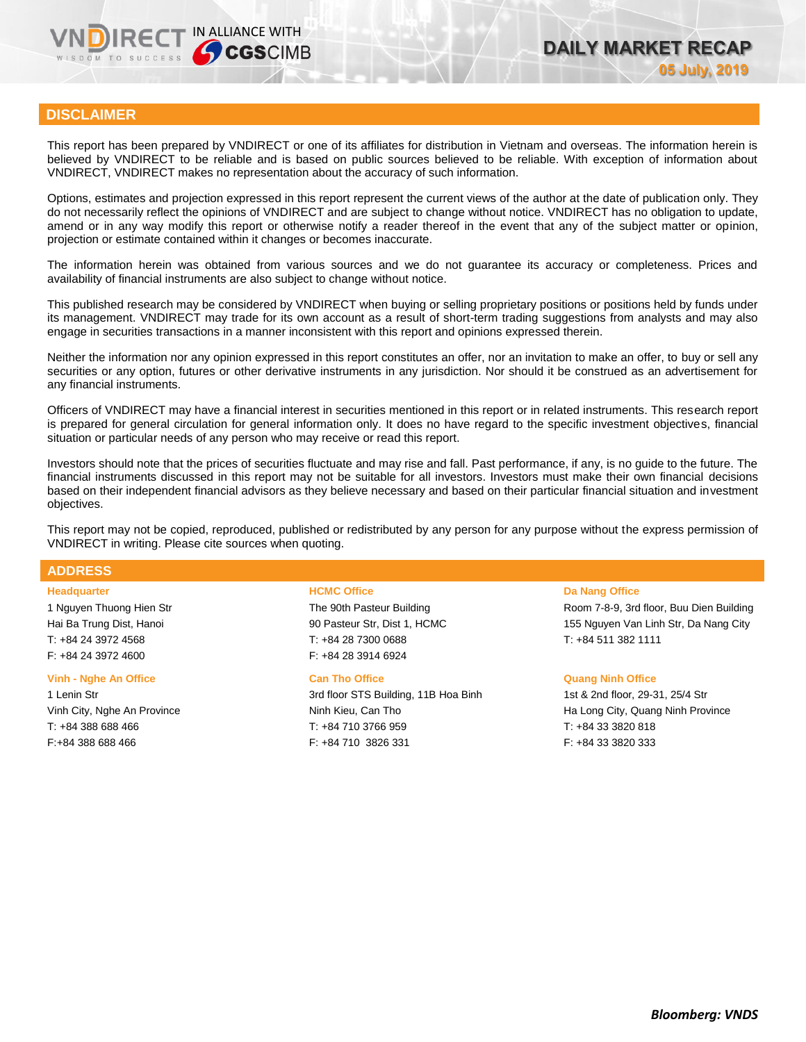## DISCLAIMER

This report has been prepared by VNDIRECT or one of its affiliates for distribution in Vietnam and overseas. The information herein is believed by VNDIRECT to be reliable and is based on public sources believed to be reliable. With exception of information about VNDIRECT, VNDIRECT makes no representation about the accuracy of such information.

Options, estimates and projection expressed in this report represent the current views of the author at the date of publication only. They do not necessarily reflect the opinions of VNDIRECT and are subject to change without notice. VNDIRECT has no obligation to update, amend or in any way modify this report or otherwise notify a reader thereof in the event that any of the subject matter or opinion, projection or estimate contained within it changes or becomes inaccurate.

The information herein was obtained from various sources and we do not guarantee its accuracy or completeness. Prices and availability of financial instruments are also subject to change without notice.

This published research may be considered by VNDIRECT when buying or selling proprietary positions or positions held by funds under its management. VNDIRECT may trade for its own account as a result of short-term trading suggestions from analysts and may also engage in securities transactions in a manner inconsistent with this report and opinions expressed therein.

Neither the information nor any opinion expressed in this report constitutes an offer, nor an invitation to make an offer, to buy or sell any securities or any option, futures or other derivative instruments in any jurisdiction. Nor should it be construed as an advertisement for any financial instruments.

Officers of VNDIRECT may have a financial interest in securities mentioned in this report or in related instruments. This research report is prepared for general circulation for general information only. It does no have regard to the specific investment objectives, financial situation or particular needs of any person who may receive or read this report.

Investors should note that the prices of securities fluctuate and may rise and fall. Past performance, if any, is no guide to the future. The financial instruments discussed in this report may not be suitable for all investors. Investors must make their own financial decisions based on their independent financial advisors as they believe necessary and based on their particular financial situation and investment objectives.

This report may not be copied, reproduced, published or redistributed by any person for any purpose without the express permission of VNDIRECT in writing. Please cite sources when quoting.

## ADDRESS

**Headquarter**
1 Nguyen Thuong Hien Str
Hai Ba Trung Dist, Hanoi
T: +84 24 3972 4568
F: +84 24 3972 4600

**HCMC Office**
The 90th Pasteur Building
90 Pasteur Str, Dist 1, HCMC
T: +84 28 7300 0688
F: +84 28 3914 6924

**Da Nang Office**
Room 7-8-9, 3rd floor, Buu Dien Building
155 Nguyen Van Linh Str, Da Nang City
T: +84 511 382 1111

**Vinh - Nghe An Office**
1 Lenin Str
Vinh City, Nghe An Province
T: +84 388 688 466
F:+84 388 688 466

**Can Tho Office**
3rd floor STS Building, 11B Hoa Binh
Ninh Kieu, Can Tho
T: +84 710 3766 959
F: +84 710 3826 331

**Quang Ninh Office**
1st & 2nd floor, 29-31, 25/4 Str
Ha Long City, Quang Ninh Province
T: +84 33 3820 818
F: +84 33 3820 333

***Bloomberg: VNDS***